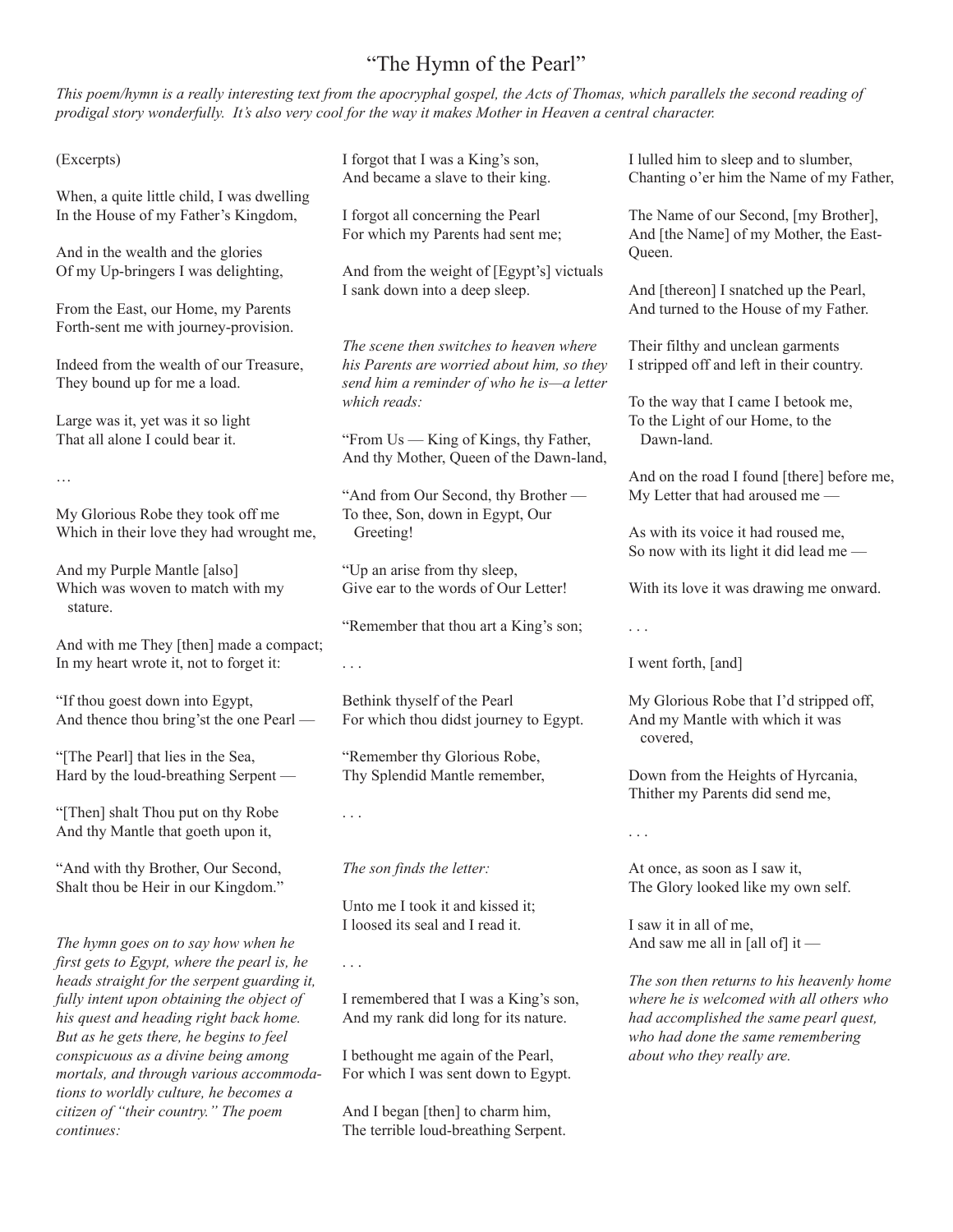# "The Hymn of the Pearl"

*This poem/hymn is a really interesting text from the apocryphal gospel, the Acts of Thomas, which parallels the second reading of prodigal story wonderfully. It's also very cool for the way it makes Mother in Heaven a central character.*

(Excerpts)

When, a quite little child, I was dwelling
In the House of my Father's Kingdom,

And in the wealth and the glories
Of my Up-bringers I was delighting,

From the East, our Home, my Parents
Forth-sent me with journey-provision.

Indeed from the wealth of our Treasure,
They bound up for me a load.

Large was it, yet was it so light
That all alone I could bear it.

…

My Glorious Robe they took off me
Which in their love they had wrought me,

And my Purple Mantle [also]
Which was woven to match with my
  stature.

And with me They [then] made a compact;
In my heart wrote it, not to forget it:

"If thou goest down into Egypt,
And thence thou bring'st the one Pearl —

"[The Pearl] that lies in the Sea,
Hard by the loud-breathing Serpent —

"[Then] shalt Thou put on thy Robe
And thy Mantle that goeth upon it,

"And with thy Brother, Our Second,
Shalt thou be Heir in our Kingdom."

*The hymn goes on to say how when he first gets to Egypt, where the pearl is, he heads straight for the serpent guarding it, fully intent upon obtaining the object of his quest and heading right back home. But as he gets there, he begins to feel conspicuous as a divine being among mortals, and through various accommodations to worldly culture, he becomes a citizen of "their country." The poem continues:*

I forgot that I was a King's son,
And became a slave to their king.

I forgot all concerning the Pearl
For which my Parents had sent me;

And from the weight of [Egypt's] victuals
I sank down into a deep sleep.

*The scene then switches to heaven where his Parents are worried about him, so they send him a reminder of who he is—a letter which reads:*

"From Us — King of Kings, thy Father,
And thy Mother, Queen of the Dawn-land,

"And from Our Second, thy Brother —
To thee, Son, down in Egypt, Our
  Greeting!

"Up an arise from thy sleep,
Give ear to the words of Our Letter!

"Remember that thou art a King's son;

. . .

Bethink thyself of the Pearl
For which thou didst journey to Egypt.

"Remember thy Glorious Robe,
Thy Splendid Mantle remember,

. . .

*The son finds the letter:*

Unto me I took it and kissed it;
I loosed its seal and I read it.

. . .

I remembered that I was a King's son,
And my rank did long for its nature.

I bethought me again of the Pearl,
For which I was sent down to Egypt.

And I began [then] to charm him,
The terrible loud-breathing Serpent.

I lulled him to sleep and to slumber,
Chanting o'er him the Name of my Father,

The Name of our Second, [my Brother],
And [the Name] of my Mother, the East-Queen.

And [thereon] I snatched up the Pearl,
And turned to the House of my Father.

Their filthy and unclean garments
I stripped off and left in their country.

To the way that I came I betook me,
To the Light of our Home, to the
  Dawn-land.

And on the road I found [there] before me,
My Letter that had aroused me —

As with its voice it had roused me,
So now with its light it did lead me —

With its love it was drawing me onward.

. . .

I went forth, [and]

My Glorious Robe that I'd stripped off,
And my Mantle with which it was
  covered,

Down from the Heights of Hyrcania,
Thither my Parents did send me,

. . .

At once, as soon as I saw it,
The Glory looked like my own self.

I saw it in all of me,
And saw me all in [all of] it —

*The son then returns to his heavenly home where he is welcomed with all others who had accomplished the same pearl quest, who had done the same remembering about who they really are.*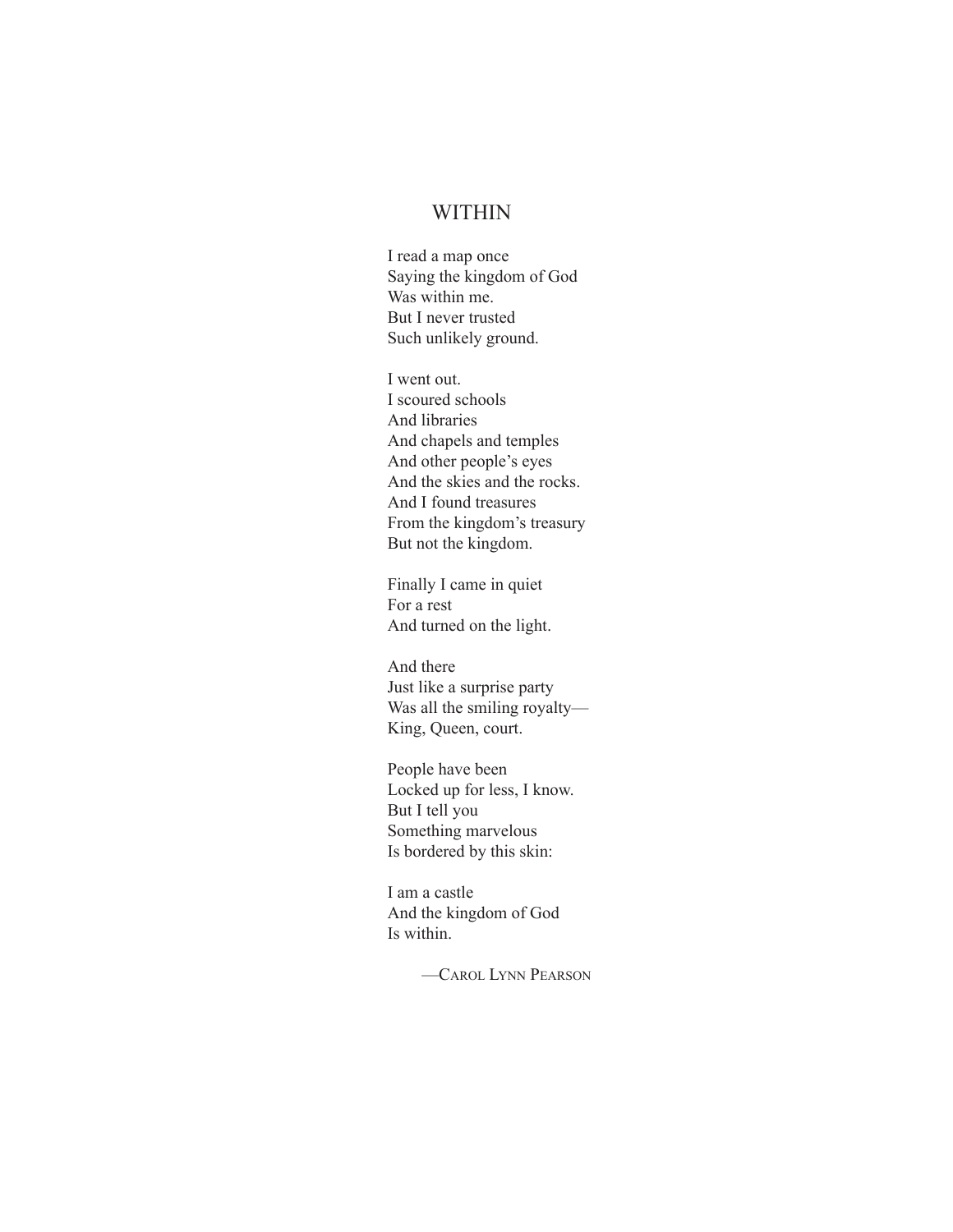# WITHIN

I read a map once  
Saying the kingdom of God  
Was within me.  
But I never trusted  
Such unlikely ground.

I went out.  
I scoured schools  
And libraries  
And chapels and temples  
And other people's eyes  
And the skies and the rocks.  
And I found treasures  
From the kingdom's treasury  
But not the kingdom.

Finally I came in quiet  
For a rest  
And turned on the light.

And there  
Just like a surprise party  
Was all the smiling royalty—  
King, Queen, court.

People have been  
Locked up for less, I know.  
But I tell you  
Something marvelous  
Is bordered by this skin:

I am a castle  
And the kingdom of God  
Is within.

—Carol Lynn Pearson